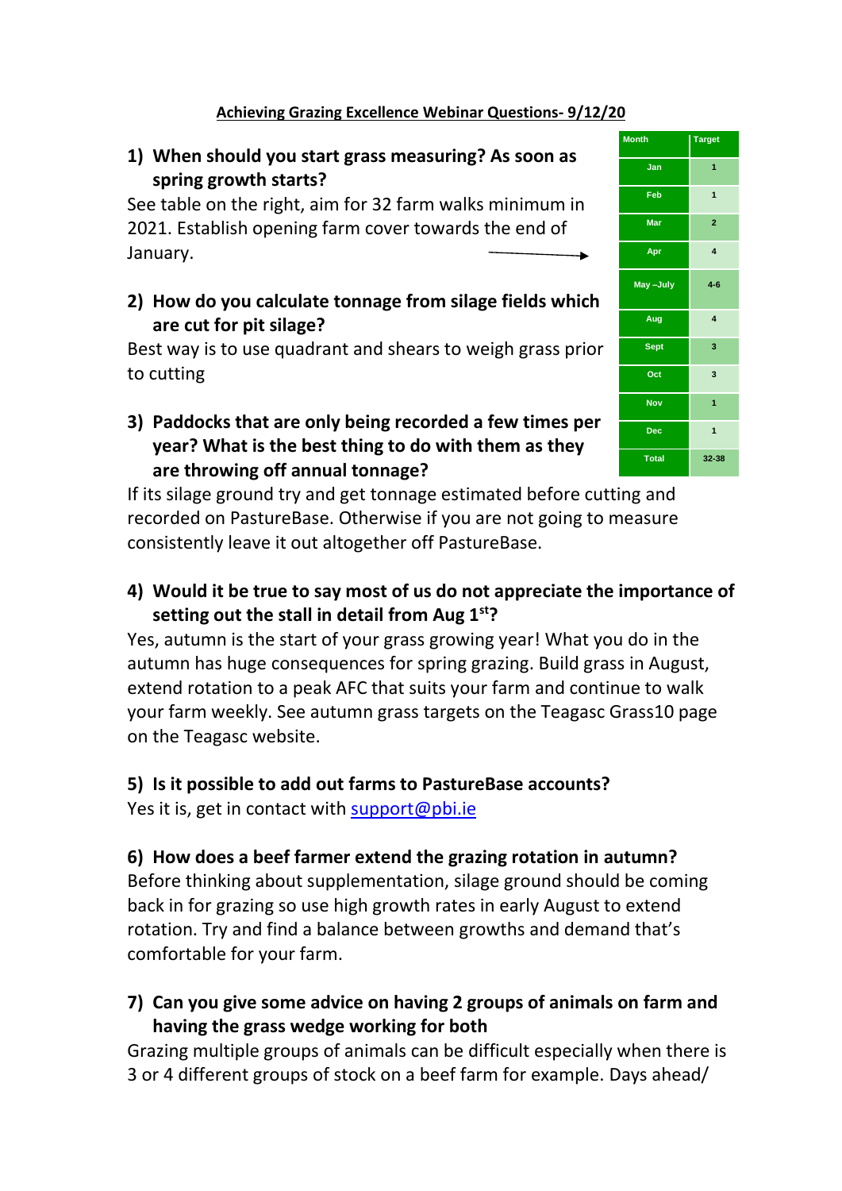**Achieving Grazing Excellence Webinar Questions- 9/12/20**

| Month | Target |
|---|---|
| Jan | 1 |
| Feb | 1 |
| Mar | 2 |
| Apr | 4 |
| May –July | 4-6 |
| Aug | 4 |
| Sept | 3 |
| Oct | 3 |
| Nov | 1 |
| Dec | 1 |
| Total | 32-38 |

1) **When should you start grass measuring? As soon as spring growth starts?**

See table on the right, aim for 32 farm walks minimum in 2021. Establish opening farm cover towards the end of January.

2) **How do you calculate tonnage from silage fields which are cut for pit silage?**

Best way is to use quadrant and shears to weigh grass prior to cutting

3) **Paddocks that are only being recorded a few times per year? What is the best thing to do with them as they are throwing off annual tonnage?**

If its silage ground try and get tonnage estimated before cutting and recorded on PastureBase. Otherwise if you are not going to measure consistently leave it out altogether off PastureBase.

4) **Would it be true to say most of us do not appreciate the importance of setting out the stall in detail from Aug 1st?**

Yes, autumn is the start of your grass growing year! What you do in the autumn has huge consequences for spring grazing. Build grass in August, extend rotation to a peak AFC that suits your farm and continue to walk your farm weekly. See autumn grass targets on the Teagasc Grass10 page on the Teagasc website.

5) **Is it possible to add out farms to PastureBase accounts?**

Yes it is, get in contact with support@pbi.ie

6) **How does a beef farmer extend the grazing rotation in autumn?**

Before thinking about supplementation, silage ground should be coming back in for grazing so use high growth rates in early August to extend rotation. Try and find a balance between growths and demand that's comfortable for your farm.

7) **Can you give some advice on having 2 groups of animals on farm and having the grass wedge working for both**

Grazing multiple groups of animals can be difficult especially when there is 3 or 4 different groups of stock on a beef farm for example. Days ahead/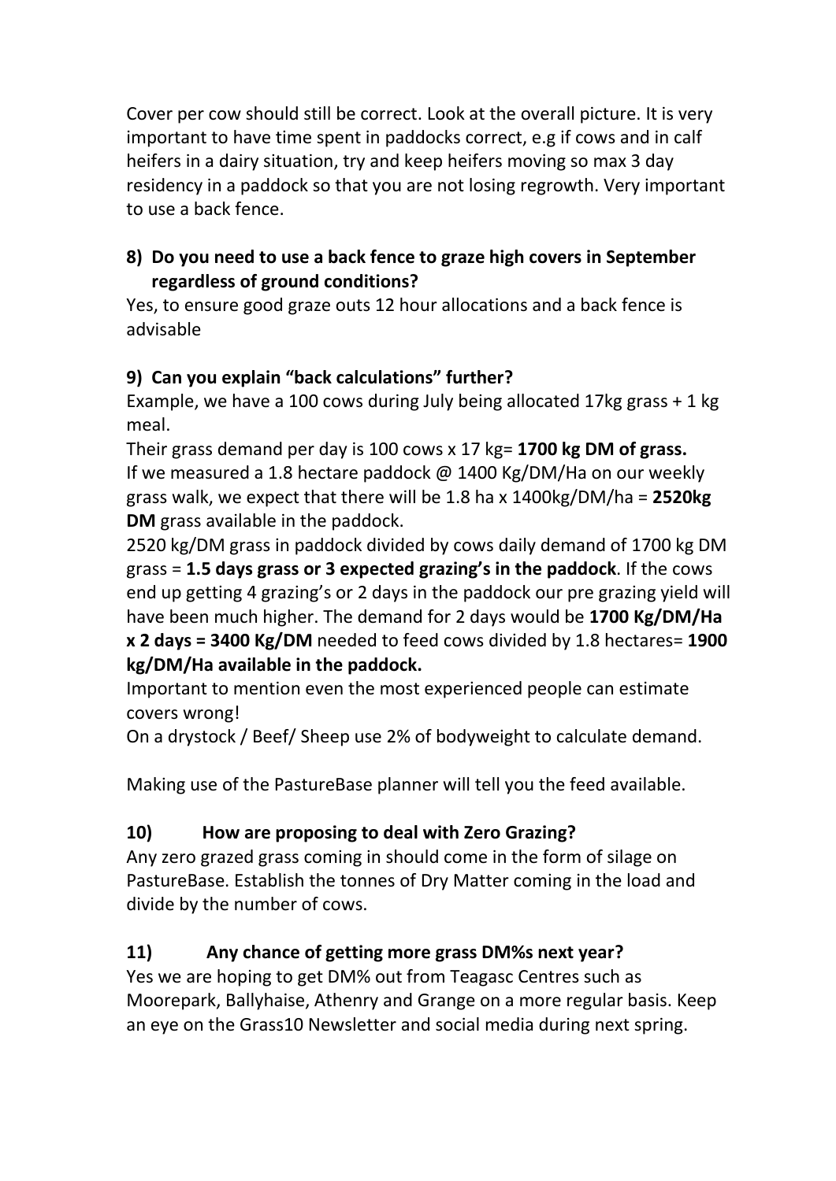Cover per cow should still be correct. Look at the overall picture. It is very important to have time spent in paddocks correct, e.g if cows and in calf heifers in a dairy situation, try and keep heifers moving so max 3 day residency in a paddock so that you are not losing regrowth. Very important to use a back fence.

**8) Do you need to use a back fence to graze high covers in September regardless of ground conditions?**

Yes, to ensure good graze outs 12 hour allocations and a back fence is advisable

**9) Can you explain "back calculations" further?**

Example, we have a 100 cows during July being allocated 17kg grass + 1 kg meal.

Their grass demand per day is 100 cows x 17 kg= **1700 kg DM of grass.**

If we measured a 1.8 hectare paddock @ 1400 Kg/DM/Ha on our weekly grass walk, we expect that there will be 1.8 ha x 1400kg/DM/ha = **2520kg DM** grass available in the paddock.

2520 kg/DM grass in paddock divided by cows daily demand of 1700 kg DM grass = **1.5 days grass or 3 expected grazing's in the paddock**. If the cows end up getting 4 grazing's or 2 days in the paddock our pre grazing yield will have been much higher. The demand for 2 days would be **1700 Kg/DM/Ha x 2 days = 3400 Kg/DM** needed to feed cows divided by 1.8 hectares= **1900 kg/DM/Ha available in the paddock.**

Important to mention even the most experienced people can estimate covers wrong!

On a drystock / Beef/ Sheep use 2% of bodyweight to calculate demand.

Making use of the PastureBase planner will tell you the feed available.

**10) How are proposing to deal with Zero Grazing?**

Any zero grazed grass coming in should come in the form of silage on PastureBase. Establish the tonnes of Dry Matter coming in the load and divide by the number of cows.

**11) Any chance of getting more grass DM%s next year?**

Yes we are hoping to get DM% out from Teagasc Centres such as Moorepark, Ballyhaise, Athenry and Grange on a more regular basis. Keep an eye on the Grass10 Newsletter and social media during next spring.